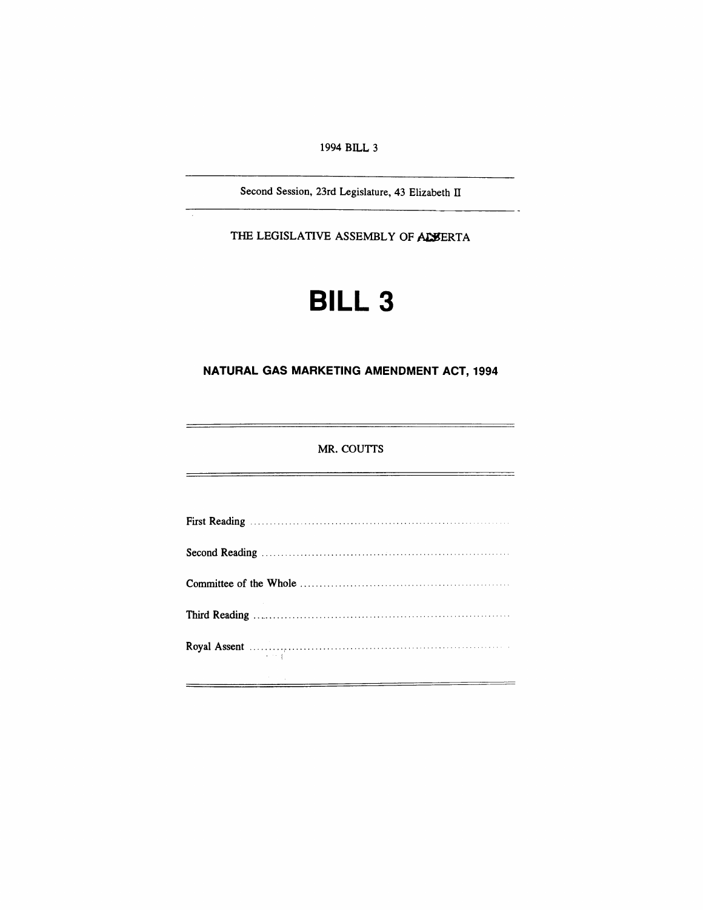1994 BILL 3

---

Second Session, 23rd Legislature, 43 Elizabeth II

---

THE LEGISLATIVE ASSEMBLY OF ALBERTA

# BILL 3

## NATURAL GAS MARKETING AMENDMENT ACT, 1994

---

MR. COUTTS

---

First Reading ..................................................................

Second Reading ..................................................................

Committee of the Whole ..................................................................

Third Reading ..................................................................

Royal Assent ..................................................................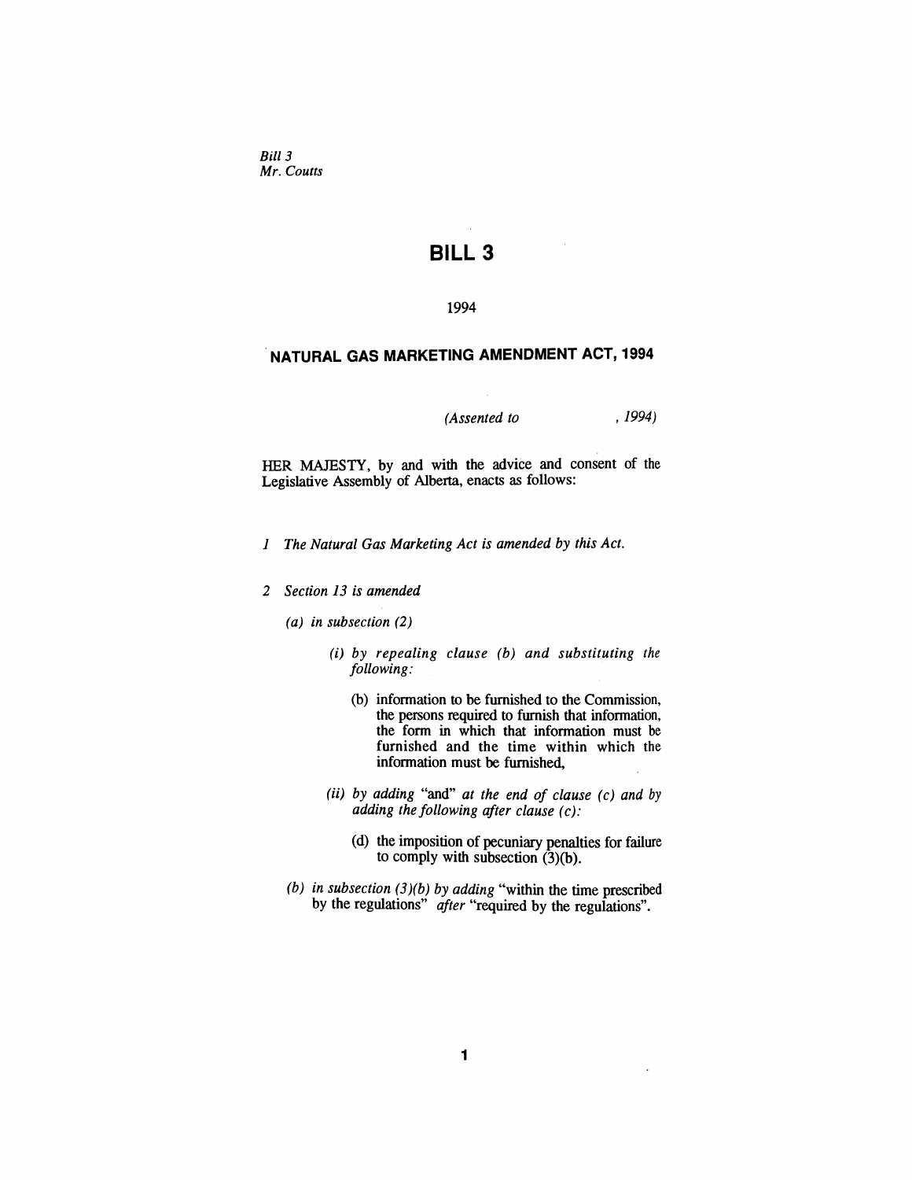*Bill 3*
*Mr. Coutts*

# BILL 3

1994

## NATURAL GAS MARKETING AMENDMENT ACT, 1994

*(Assented to , 1994)*

HER MAJESTY, by and with the advice and consent of the Legislative Assembly of Alberta, enacts as follows:

*1 The Natural Gas Marketing Act is amended by this Act.*

*2 Section 13 is amended*

*(a) in subsection (2)*

*(i) by repealing clause (b) and substituting the following:*

(b) information to be furnished to the Commission, the persons required to furnish that information, the form in which that information must be furnished and the time within which the information must be furnished,

*(ii) by adding* "and" *at the end of clause (c) and by adding the following after clause (c):*

(d) the imposition of pecuniary penalties for failure to comply with subsection (3)(b).

*(b) in subsection (3)(b) by adding* "within the time prescribed by the regulations" *after* "required by the regulations".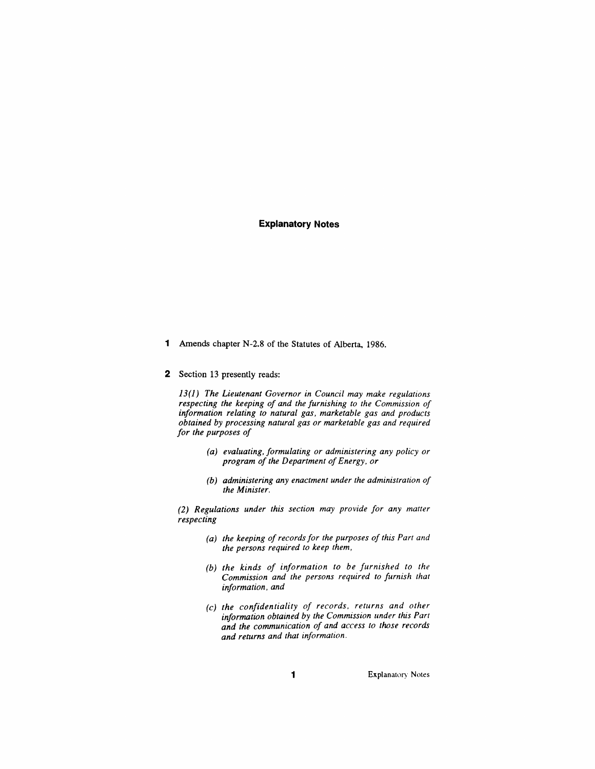## Explanatory Notes

**1** Amends chapter N-2.8 of the Statutes of Alberta, 1986.

**2** Section 13 presently reads:

*13(1) The Lieutenant Governor in Council may make regulations respecting the keeping of and the furnishing to the Commission of information relating to natural gas, marketable gas and products obtained by processing natural gas or marketable gas and required for the purposes of*

> *(a) evaluating, formulating or administering any policy or program of the Department of Energy, or*
>
> *(b) administering any enactment under the administration of the Minister.*

*(2) Regulations under this section may provide for any matter respecting*

> *(a) the keeping of records for the purposes of this Part and the persons required to keep them,*
>
> *(b) the kinds of information to be furnished to the Commission and the persons required to furnish that information, and*
>
> *(c) the confidentiality of records, returns and other information obtained by the Commission under this Part and the communication of and access to those records and returns and that information.*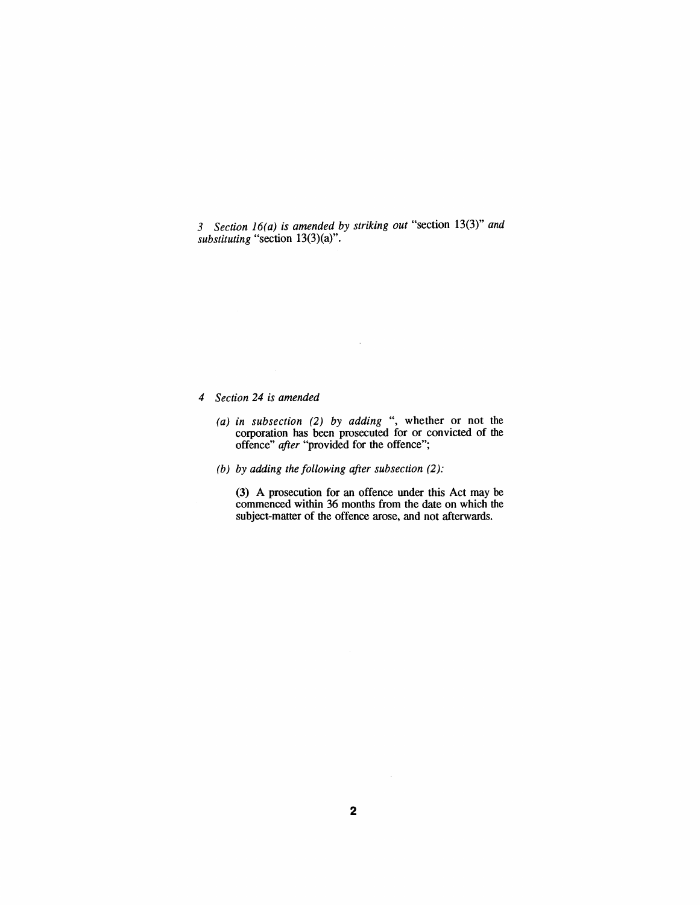*3 Section 16(a) is amended by striking out* "section 13(3)" *and substituting* "section 13(3)(a)".

*4 Section 24 is amended*

*(a) in subsection (2) by adding* ", whether or not the corporation has been prosecuted for or convicted of the offence" *after* "provided for the offence";

*(b) by adding the following after subsection (2):*

**(3)** A prosecution for an offence under this Act may be commenced within 36 months from the date on which the subject-matter of the offence arose, and not afterwards.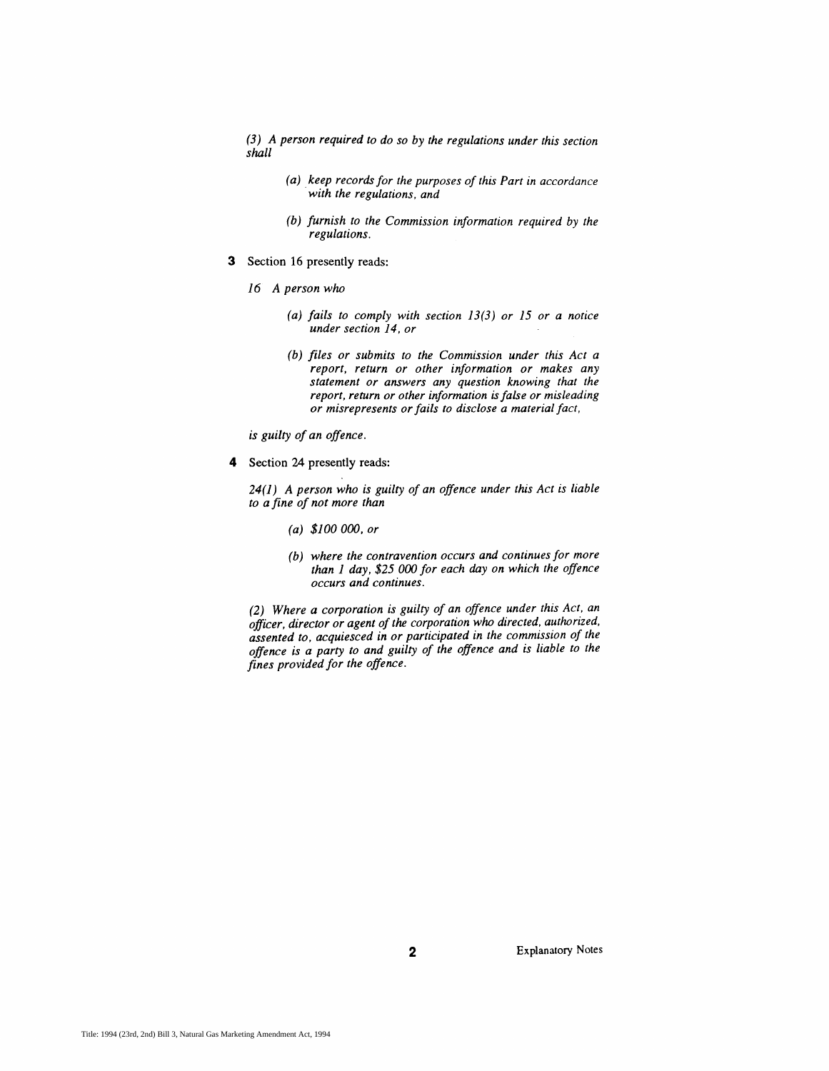*(3) A person required to do so by the regulations under this section shall*

> *(a) keep records for the purposes of this Part in accordance with the regulations, and*
>
> *(b) furnish to the Commission information required by the regulations.*

**3** Section 16 presently reads:

*16 A person who*

> *(a) fails to comply with section 13(3) or 15 or a notice under section 14, or*
>
> *(b) files or submits to the Commission under this Act a report, return or other information or makes any statement or answers any question knowing that the report, return or other information is false or misleading or misrepresents or fails to disclose a material fact,*

*is guilty of an offence.*

**4** Section 24 presently reads:

*24(1) A person who is guilty of an offence under this Act is liable to a fine of not more than*

> *(a) $100 000, or*
>
> *(b) where the contravention occurs and continues for more than 1 day, $25 000 for each day on which the offence occurs and continues.*

*(2) Where a corporation is guilty of an offence under this Act, an officer, director or agent of the corporation who directed, authorized, assented to, acquiesced in or participated in the commission of the offence is a party to and guilty of the offence and is liable to the fines provided for the offence.*